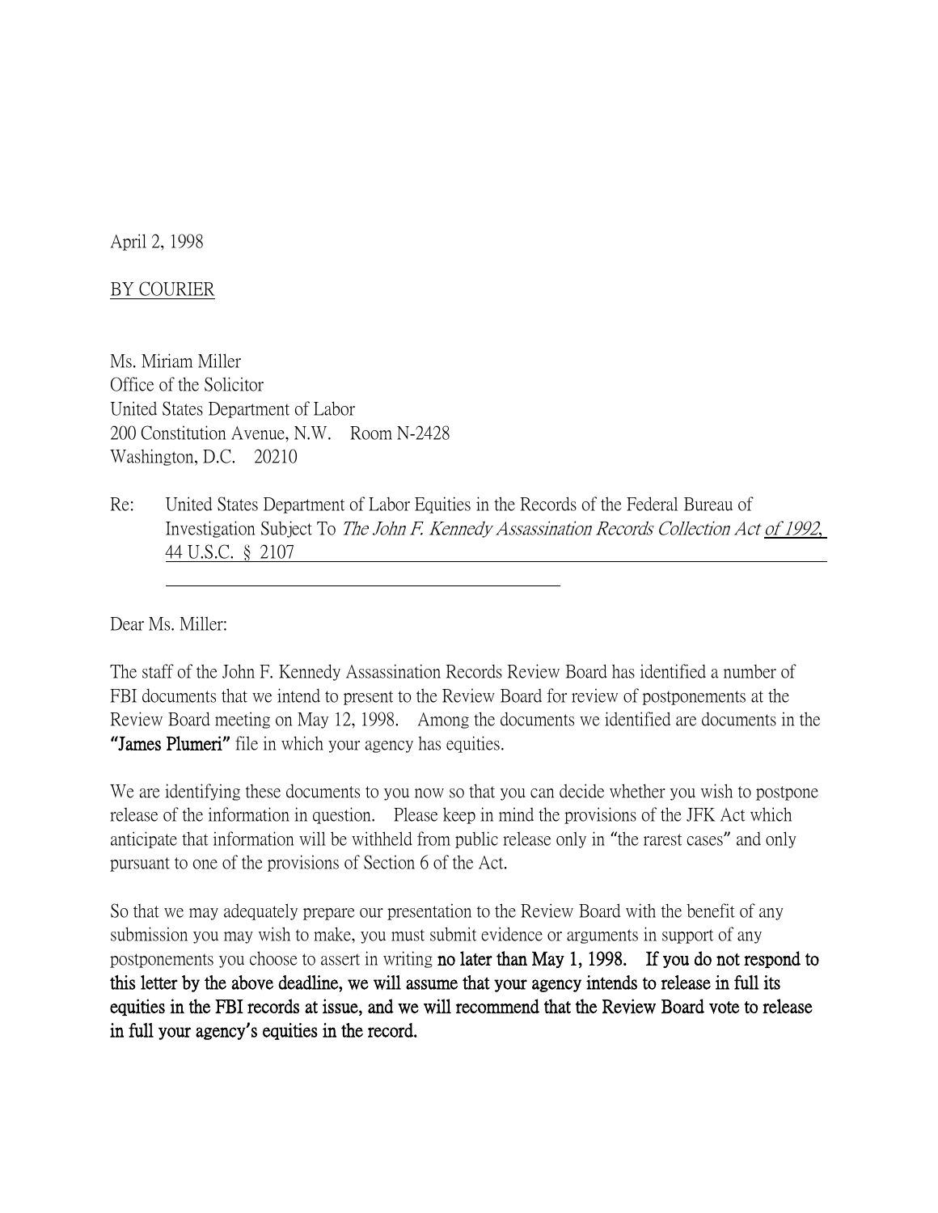April 2, 1998

BY COURIER

Ms. Miriam Miller
Office of the Solicitor
United States Department of Labor
200 Constitution Avenue, N.W. Room N-2428
Washington, D.C. 20210

Re: United States Department of Labor Equities in the Records of the Federal Bureau of Investigation Subject To *The John F. Kennedy Assassination Records Collection Act of 1992*, 44 U.S.C. § 2107

Dear Ms. Miller:

The staff of the John F. Kennedy Assassination Records Review Board has identified a number of FBI documents that we intend to present to the Review Board for review of postponements at the Review Board meeting on May 12, 1998. Among the documents we identified are documents in the **"James Plumeri"** file in which your agency has equities.

We are identifying these documents to you now so that you can decide whether you wish to postpone release of the information in question. Please keep in mind the provisions of the JFK Act which anticipate that information will be withheld from public release only in "the rarest cases" and only pursuant to one of the provisions of Section 6 of the Act.

So that we may adequately prepare our presentation to the Review Board with the benefit of any submission you may wish to make, you must submit evidence or arguments in support of any postponements you choose to assert in writing **no later than May 1, 1998. If you do not respond to this letter by the above deadline, we will assume that your agency intends to release in full its equities in the FBI records at issue, and we will recommend that the Review Board vote to release in full your agency's equities in the record.**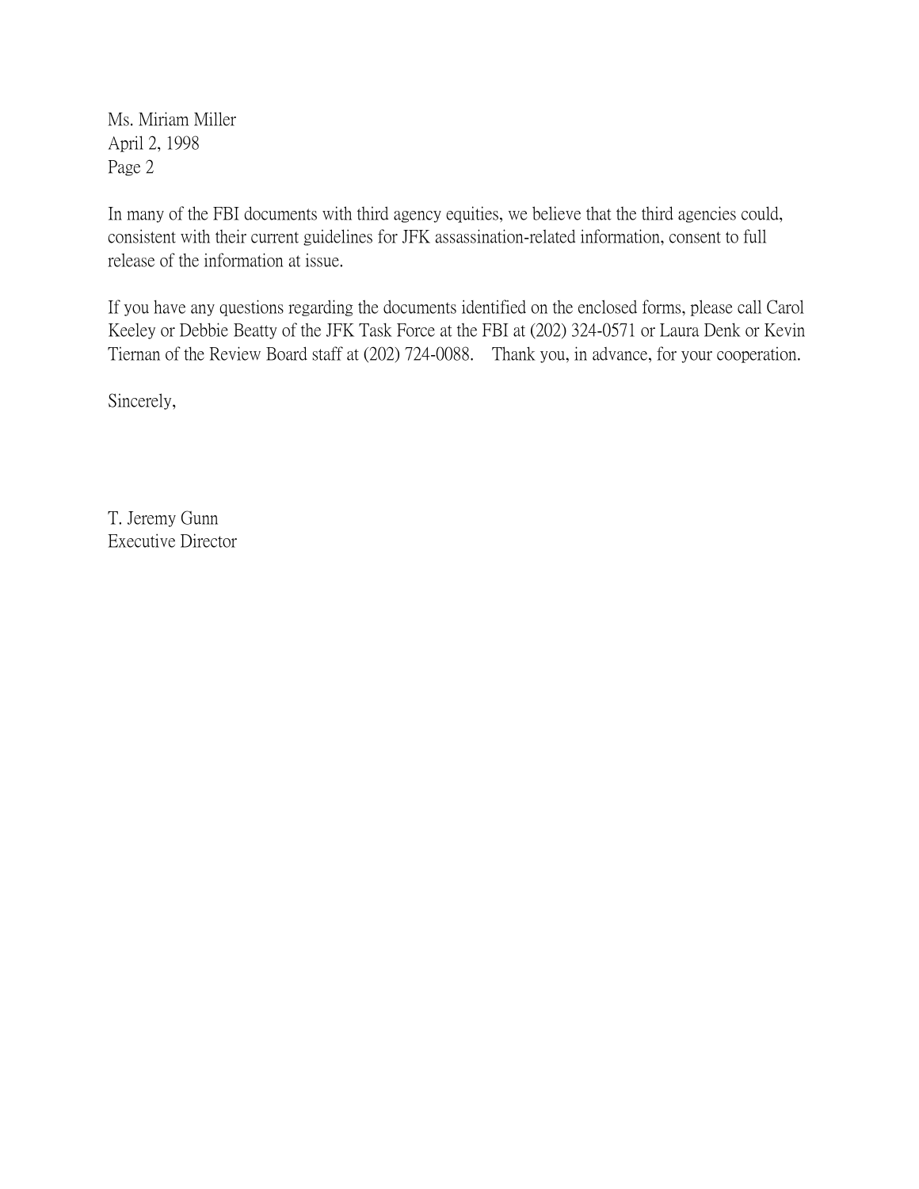Ms. Miriam Miller
April 2, 1998
Page 2

In many of the FBI documents with third agency equities, we believe that the third agencies could, consistent with their current guidelines for JFK assassination-related information, consent to full release of the information at issue.

If you have any questions regarding the documents identified on the enclosed forms, please call Carol Keeley or Debbie Beatty of the JFK Task Force at the FBI at (202) 324-0571 or Laura Denk or Kevin Tiernan of the Review Board staff at (202) 724-0088. Thank you, in advance, for your cooperation.

Sincerely,

T. Jeremy Gunn
Executive Director